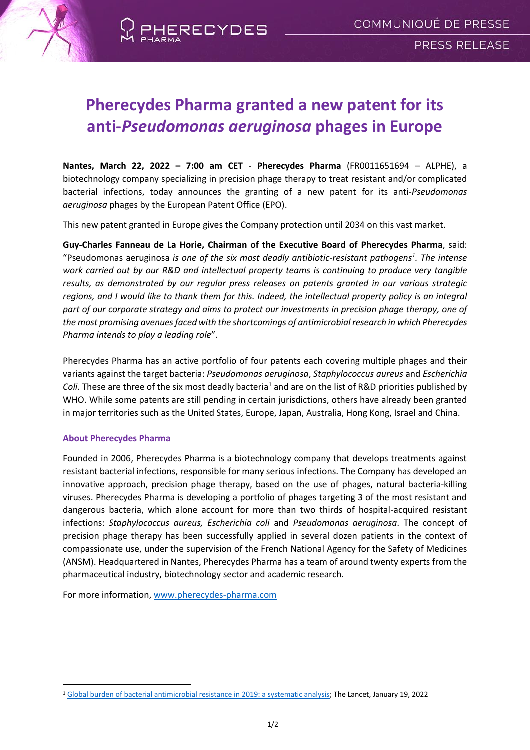# Pherecydes Pharma granted a new patent for its anti-*Pseudomonas aeruginosa* phages in Europe

**Nantes, March 22, 2022 – 7:00 am CET** - **Pherecydes Pharma** (FR0011651694 – ALPHE), a biotechnology company specializing in precision phage therapy to treat resistant and/or complicated bacterial infections, today announces the granting of a new patent for its anti-*Pseudomonas aeruginosa* phages by the European Patent Office (EPO).

This new patent granted in Europe gives the Company protection until 2034 on this vast market.

**Guy-Charles Fanneau de La Horie, Chairman of the Executive Board of Pherecydes Pharma**, said: "Pseudomonas aeruginosa *is one of the six most deadly antibiotic-resistant pathogens*[1]*. The intense work carried out by our R&D and intellectual property teams is continuing to produce very tangible results, as demonstrated by our regular press releases on patents granted in our various strategic regions, and I would like to thank them for this. Indeed, the intellectual property policy is an integral part of our corporate strategy and aims to protect our investments in precision phage therapy, one of the most promising avenues faced with the shortcomings of antimicrobial research in which Pherecydes Pharma intends to play a leading role*".

Pherecydes Pharma has an active portfolio of four patents each covering multiple phages and their variants against the target bacteria: *Pseudomonas aeruginosa*, *Staphylococcus aureus* and *Escherichia Coli*. These are three of the six most deadly bacteria[1] and are on the list of R&D priorities published by WHO. While some patents are still pending in certain jurisdictions, others have already been granted in major territories such as the United States, Europe, Japan, Australia, Hong Kong, Israel and China.

### About Pherecydes Pharma

Founded in 2006, Pherecydes Pharma is a biotechnology company that develops treatments against resistant bacterial infections, responsible for many serious infections. The Company has developed an innovative approach, precision phage therapy, based on the use of phages, natural bacteria-killing viruses. Pherecydes Pharma is developing a portfolio of phages targeting 3 of the most resistant and dangerous bacteria, which alone account for more than two thirds of hospital-acquired resistant infections: *Staphylococcus aureus, Escherichia coli* and *Pseudomonas aeruginosa*. The concept of precision phage therapy has been successfully applied in several dozen patients in the context of compassionate use, under the supervision of the French National Agency for the Safety of Medicines (ANSM). Headquartered in Nantes, Pherecydes Pharma has a team of around twenty experts from the pharmaceutical industry, biotechnology sector and academic research.

For more information, [www.pherecydes-pharma.com](www.pherecydes-pharma.com)

---

[1] Global burden of bacterial antimicrobial resistance in 2019: a systematic analysis; The Lancet, January 19, 2022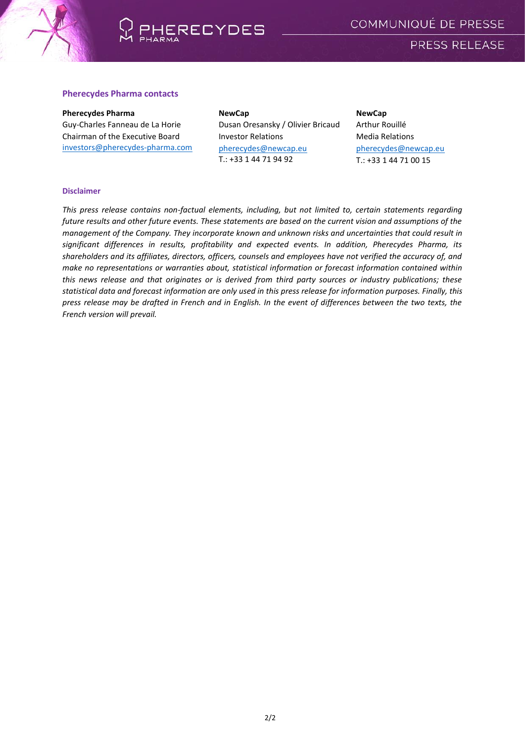## Pherecydes Pharma contacts

**Pherecydes Pharma**
Guy-Charles Fanneau de La Horie
Chairman of the Executive Board
investors@pherecydes-pharma.com

**NewCap**
Dusan Oresansky / Olivier Bricaud
Investor Relations
pherecydes@newcap.eu
T.: +33 1 44 71 94 92

**NewCap**
Arthur Rouillé
Media Relations
pherecydes@newcap.eu
T.: +33 1 44 71 00 15

## Disclaimer

*This press release contains non-factual elements, including, but not limited to, certain statements regarding future results and other future events. These statements are based on the current vision and assumptions of the management of the Company. They incorporate known and unknown risks and uncertainties that could result in significant differences in results, profitability and expected events. In addition, Pherecydes Pharma, its shareholders and its affiliates, directors, officers, counsels and employees have not verified the accuracy of, and make no representations or warranties about, statistical information or forecast information contained within this news release and that originates or is derived from third party sources or industry publications; these statistical data and forecast information are only used in this press release for information purposes. Finally, this press release may be drafted in French and in English. In the event of differences between the two texts, the French version will prevail.*